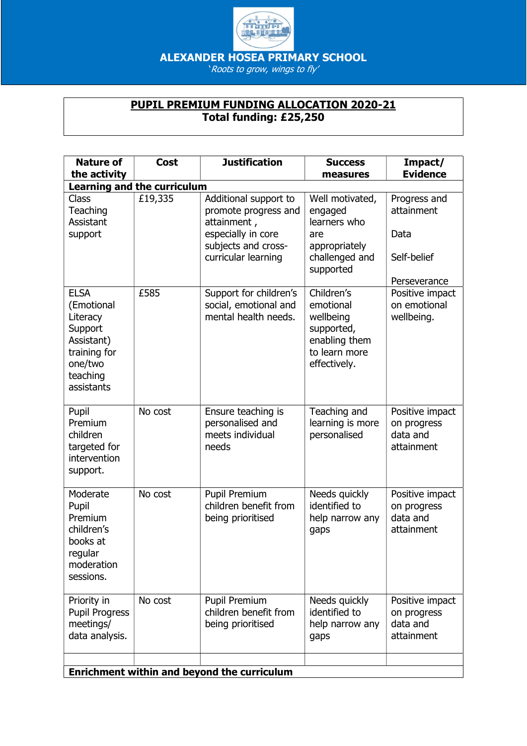# ALEXANDER HOSEA PRIMARY SCHOOL

*'Roots to grow, wings to fly'*

## PUPIL PREMIUM FUNDING ALLOCATION 2020-21

**Total funding: £25,250**

| Nature of the activity | Cost | Justification | Success measures | Impact/ Evidence |
|---|---|---|---|---|
| **Learning and the curriculum** | | | | |
| Class Teaching Assistant support | £19,335 | Additional support to promote progress and attainment , especially in core subjects and cross-curricular learning | Well motivated, engaged learners who are appropriately challenged and supported | Progress and attainment<br><br>Data<br><br>Self-belief<br><br>Perseverance |
| ELSA (Emotional Literacy Support Assistant) training for one/two teaching assistants | £585 | Support for children's social, emotional and mental health needs. | Children's emotional wellbeing supported, enabling them to learn more effectively. | Positive impact on emotional wellbeing. |
| Pupil Premium children targeted for intervention support. | No cost | Ensure teaching is personalised and meets individual needs | Teaching and learning is more personalised | Positive impact on progress data and attainment |
| Moderate Pupil Premium children's books at regular moderation sessions. | No cost | Pupil Premium children benefit from being prioritised | Needs quickly identified to help narrow any gaps | Positive impact on progress data and attainment |
| Priority in Pupil Progress meetings/ data analysis. | No cost | Pupil Premium children benefit from being prioritised | Needs quickly identified to help narrow any gaps | Positive impact on progress data and attainment |
| | | | | |
| **Enrichment within and beyond the curriculum** | | | | |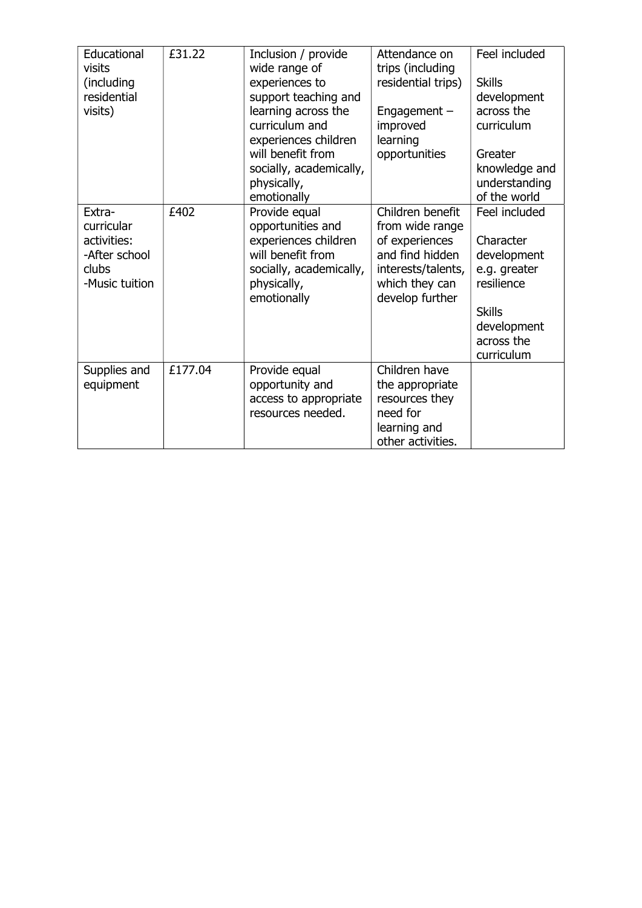| | | | | |
|---|---|---|---|---|
| Educational visits (including residential visits) | £31.22 | Inclusion / provide wide range of experiences to support teaching and learning across the curriculum and experiences children will benefit from socially, academically, physically, emotionally | Attendance on trips (including residential trips)<br><br>Engagement – improved learning opportunities | Feel included<br><br>Skills development across the curriculum<br><br>Greater knowledge and understanding of the world |
| Extra-curricular activities:<br>-After school clubs<br>-Music tuition | £402 | Provide equal opportunities and experiences children will benefit from socially, academically, physically, emotionally | Children benefit from wide range of experiences and find hidden interests/talents, which they can develop further | Feel included<br><br>Character development e.g. greater resilience<br><br>Skills development across the curriculum |
| Supplies and equipment | £177.04 | Provide equal opportunity and access to appropriate resources needed. | Children have the appropriate resources they need for learning and other activities. | |